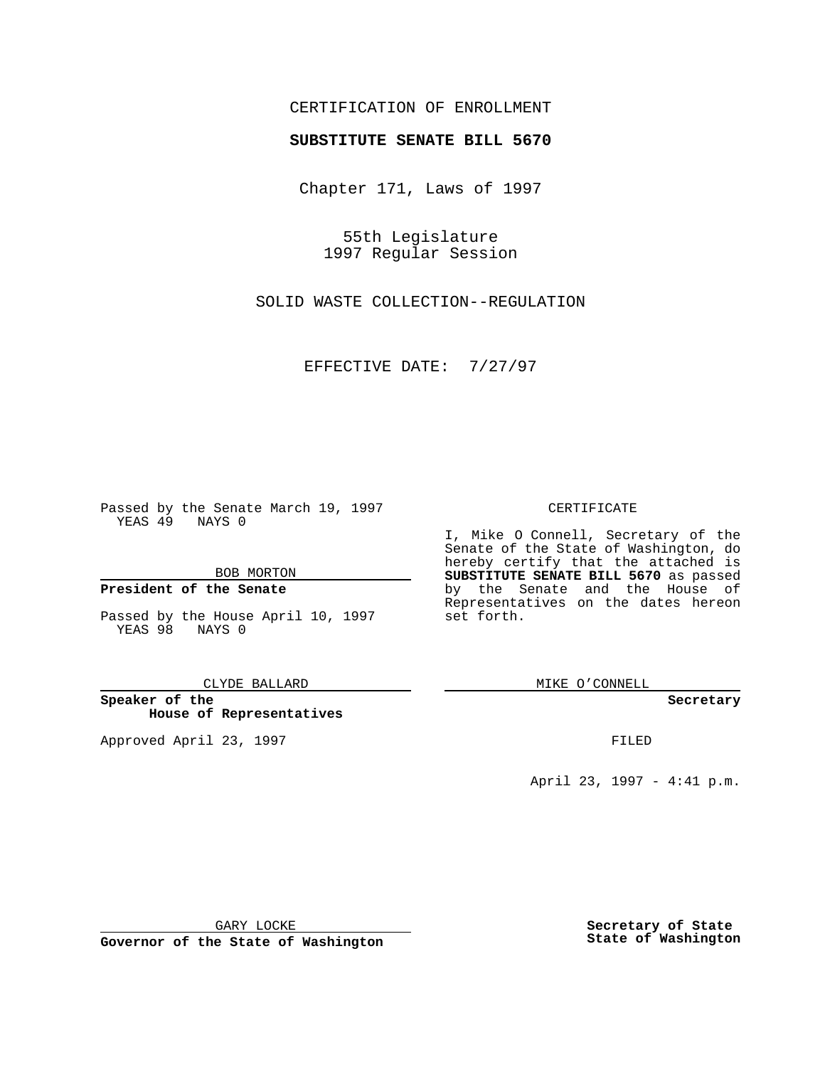CERTIFICATION OF ENROLLMENT

**SUBSTITUTE SENATE BILL 5670**

Chapter 171, Laws of 1997

55th Legislature
1997 Regular Session

SOLID WASTE COLLECTION--REGULATION

EFFECTIVE DATE: 7/27/97

Passed by the Senate March 19, 1997
YEAS 49 NAYS 0

BOB MORTON

**President of the Senate**

Passed by the House April 10, 1997
YEAS 98 NAYS 0

CLYDE BALLARD

**Speaker of the House of Representatives**

Approved April 23, 1997

GARY LOCKE

**Governor of the State of Washington**

CERTIFICATE

I, Mike O Connell, Secretary of the Senate of the State of Washington, do hereby certify that the attached is **SUBSTITUTE SENATE BILL 5670** as passed by the Senate and the House of Representatives on the dates hereon set forth.

MIKE O'CONNELL

**Secretary**

FILED

April 23, 1997 - 4:41 p.m.

**Secretary of State**
**State of Washington**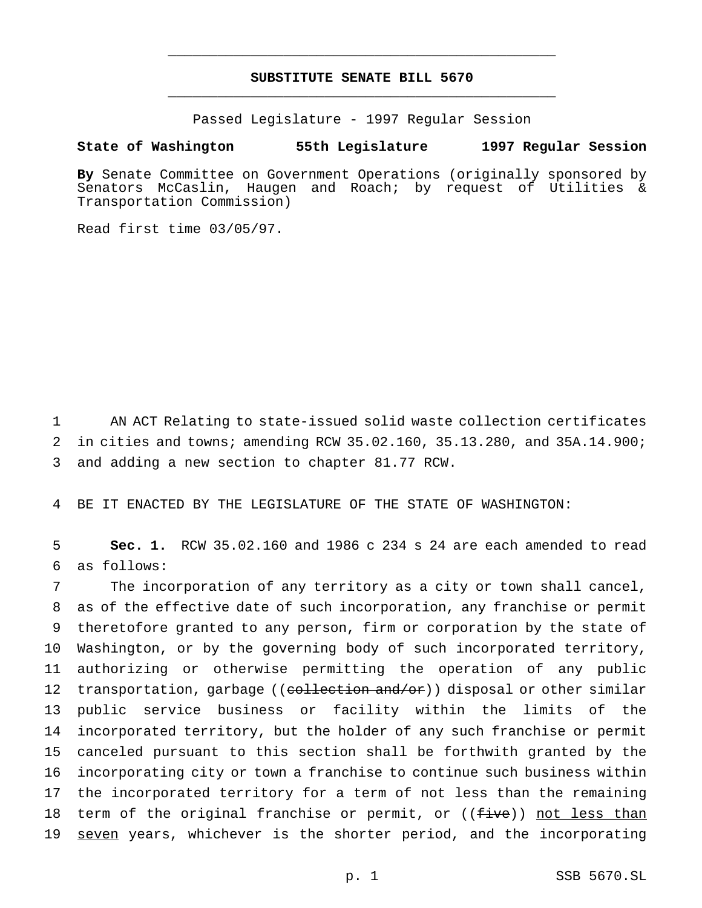# SUBSTITUTE SENATE BILL 5670

Passed Legislature - 1997 Regular Session

**State of Washington 55th Legislature 1997 Regular Session**

**By** Senate Committee on Government Operations (originally sponsored by Senators McCaslin, Haugen and Roach; by request of Utilities & Transportation Commission)

Read first time 03/05/97.

AN ACT Relating to state-issued solid waste collection certificates in cities and towns; amending RCW 35.02.160, 35.13.280, and 35A.14.900; and adding a new section to chapter 81.77 RCW.

BE IT ENACTED BY THE LEGISLATURE OF THE STATE OF WASHINGTON:

**Sec. 1.** RCW 35.02.160 and 1986 c 234 s 24 are each amended to read as follows:

The incorporation of any territory as a city or town shall cancel, as of the effective date of such incorporation, any franchise or permit theretofore granted to any person, firm or corporation by the state of Washington, or by the governing body of such incorporated territory, authorizing or otherwise permitting the operation of any public transportation, garbage ((~~collection and/or~~)) disposal or other similar public service business or facility within the limits of the incorporated territory, but the holder of any such franchise or permit canceled pursuant to this section shall be forthwith granted by the incorporating city or town a franchise to continue such business within the incorporated territory for a term of not less than the remaining term of the original franchise or permit, or ((~~five~~)) <u>not less than seven</u> years, whichever is the shorter period, and the incorporating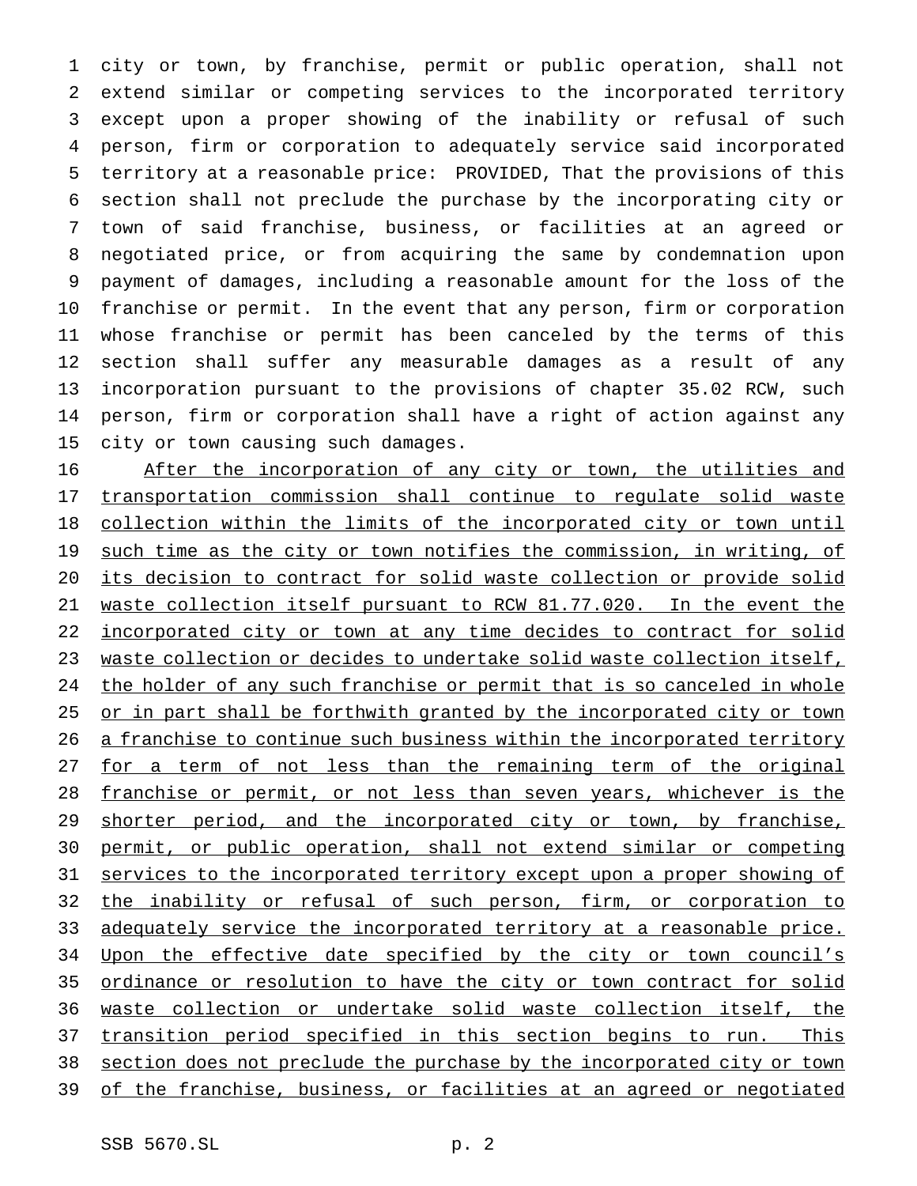city or town, by franchise, permit or public operation, shall not extend similar or competing services to the incorporated territory except upon a proper showing of the inability or refusal of such person, firm or corporation to adequately service said incorporated territory at a reasonable price: PROVIDED, That the provisions of this section shall not preclude the purchase by the incorporating city or town of said franchise, business, or facilities at an agreed or negotiated price, or from acquiring the same by condemnation upon payment of damages, including a reasonable amount for the loss of the franchise or permit. In the event that any person, firm or corporation whose franchise or permit has been canceled by the terms of this section shall suffer any measurable damages as a result of any incorporation pursuant to the provisions of chapter 35.02 RCW, such person, firm or corporation shall have a right of action against any city or town causing such damages.

<u>After the incorporation of any city or town, the utilities and transportation commission shall continue to regulate solid waste collection within the limits of the incorporated city or town until such time as the city or town notifies the commission, in writing, of its decision to contract for solid waste collection or provide solid waste collection itself pursuant to RCW 81.77.020. In the event the incorporated city or town at any time decides to contract for solid waste collection or decides to undertake solid waste collection itself, the holder of any such franchise or permit that is so canceled in whole or in part shall be forthwith granted by the incorporated city or town a franchise to continue such business within the incorporated territory for a term of not less than the remaining term of the original franchise or permit, or not less than seven years, whichever is the shorter period, and the incorporated city or town, by franchise, permit, or public operation, shall not extend similar or competing services to the incorporated territory except upon a proper showing of the inability or refusal of such person, firm, or corporation to adequately service the incorporated territory at a reasonable price. Upon the effective date specified by the city or town council's ordinance or resolution to have the city or town contract for solid waste collection or undertake solid waste collection itself, the transition period specified in this section begins to run. This section does not preclude the purchase by the incorporated city or town of the franchise, business, or facilities at an agreed or negotiated</u>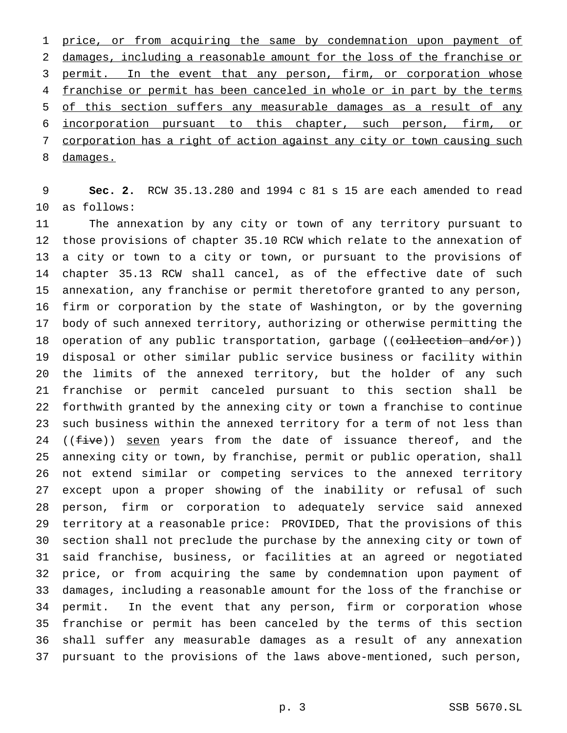price, or from acquiring the same by condemnation upon payment of damages, including a reasonable amount for the loss of the franchise or permit. In the event that any person, firm, or corporation whose franchise or permit has been canceled in whole or in part by the terms of this section suffers any measurable damages as a result of any incorporation pursuant to this chapter, such person, firm, or corporation has a right of action against any city or town causing such damages.

**Sec. 2.** RCW 35.13.280 and 1994 c 81 s 15 are each amended to read as follows:

The annexation by any city or town of any territory pursuant to those provisions of chapter 35.10 RCW which relate to the annexation of a city or town to a city or town, or pursuant to the provisions of chapter 35.13 RCW shall cancel, as of the effective date of such annexation, any franchise or permit theretofore granted to any person, firm or corporation by the state of Washington, or by the governing body of such annexed territory, authorizing or otherwise permitting the operation of any public transportation, garbage ((~~collection and/or~~)) disposal or other similar public service business or facility within the limits of the annexed territory, but the holder of any such franchise or permit canceled pursuant to this section shall be forthwith granted by the annexing city or town a franchise to continue such business within the annexed territory for a term of not less than ((~~five~~)) seven years from the date of issuance thereof, and the annexing city or town, by franchise, permit or public operation, shall not extend similar or competing services to the annexed territory except upon a proper showing of the inability or refusal of such person, firm or corporation to adequately service said annexed territory at a reasonable price: PROVIDED, That the provisions of this section shall not preclude the purchase by the annexing city or town of said franchise, business, or facilities at an agreed or negotiated price, or from acquiring the same by condemnation upon payment of damages, including a reasonable amount for the loss of the franchise or permit. In the event that any person, firm or corporation whose franchise or permit has been canceled by the terms of this section shall suffer any measurable damages as a result of any annexation pursuant to the provisions of the laws above-mentioned, such person,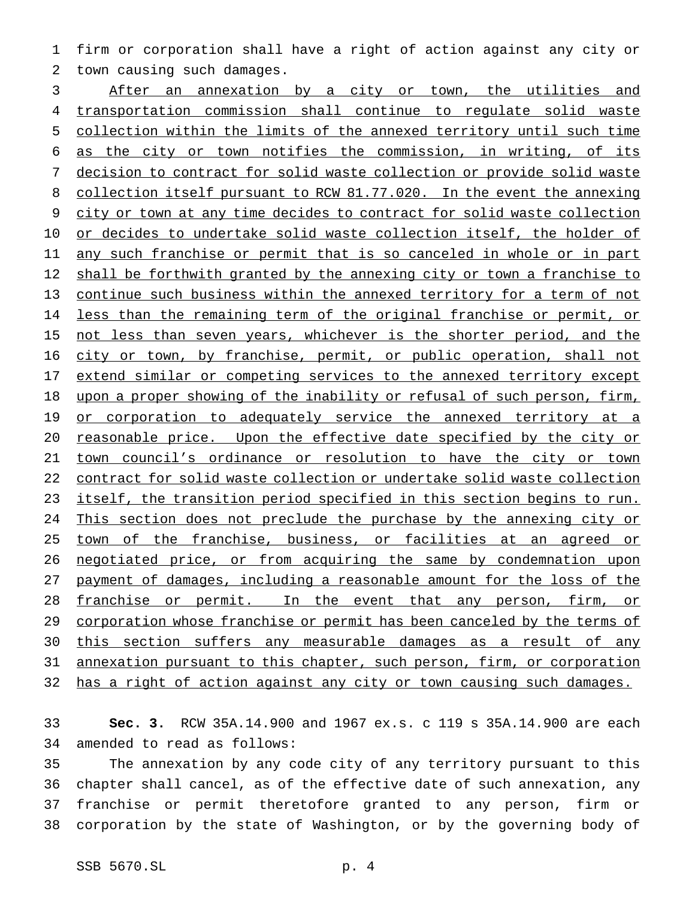firm or corporation shall have a right of action against any city or town causing such damages.

After an annexation by a city or town, the utilities and transportation commission shall continue to regulate solid waste collection within the limits of the annexed territory until such time as the city or town notifies the commission, in writing, of its decision to contract for solid waste collection or provide solid waste collection itself pursuant to RCW 81.77.020. In the event the annexing city or town at any time decides to contract for solid waste collection or decides to undertake solid waste collection itself, the holder of any such franchise or permit that is so canceled in whole or in part shall be forthwith granted by the annexing city or town a franchise to continue such business within the annexed territory for a term of not less than the remaining term of the original franchise or permit, or not less than seven years, whichever is the shorter period, and the city or town, by franchise, permit, or public operation, shall not extend similar or competing services to the annexed territory except upon a proper showing of the inability or refusal of such person, firm, or corporation to adequately service the annexed territory at a reasonable price. Upon the effective date specified by the city or town council's ordinance or resolution to have the city or town contract for solid waste collection or undertake solid waste collection itself, the transition period specified in this section begins to run. This section does not preclude the purchase by the annexing city or town of the franchise, business, or facilities at an agreed or negotiated price, or from acquiring the same by condemnation upon payment of damages, including a reasonable amount for the loss of the franchise or permit. In the event that any person, firm, or corporation whose franchise or permit has been canceled by the terms of this section suffers any measurable damages as a result of any annexation pursuant to this chapter, such person, firm, or corporation has a right of action against any city or town causing such damages.

**Sec. 3.** RCW 35A.14.900 and 1967 ex.s. c 119 s 35A.14.900 are each amended to read as follows:

The annexation by any code city of any territory pursuant to this chapter shall cancel, as of the effective date of such annexation, any franchise or permit theretofore granted to any person, firm or corporation by the state of Washington, or by the governing body of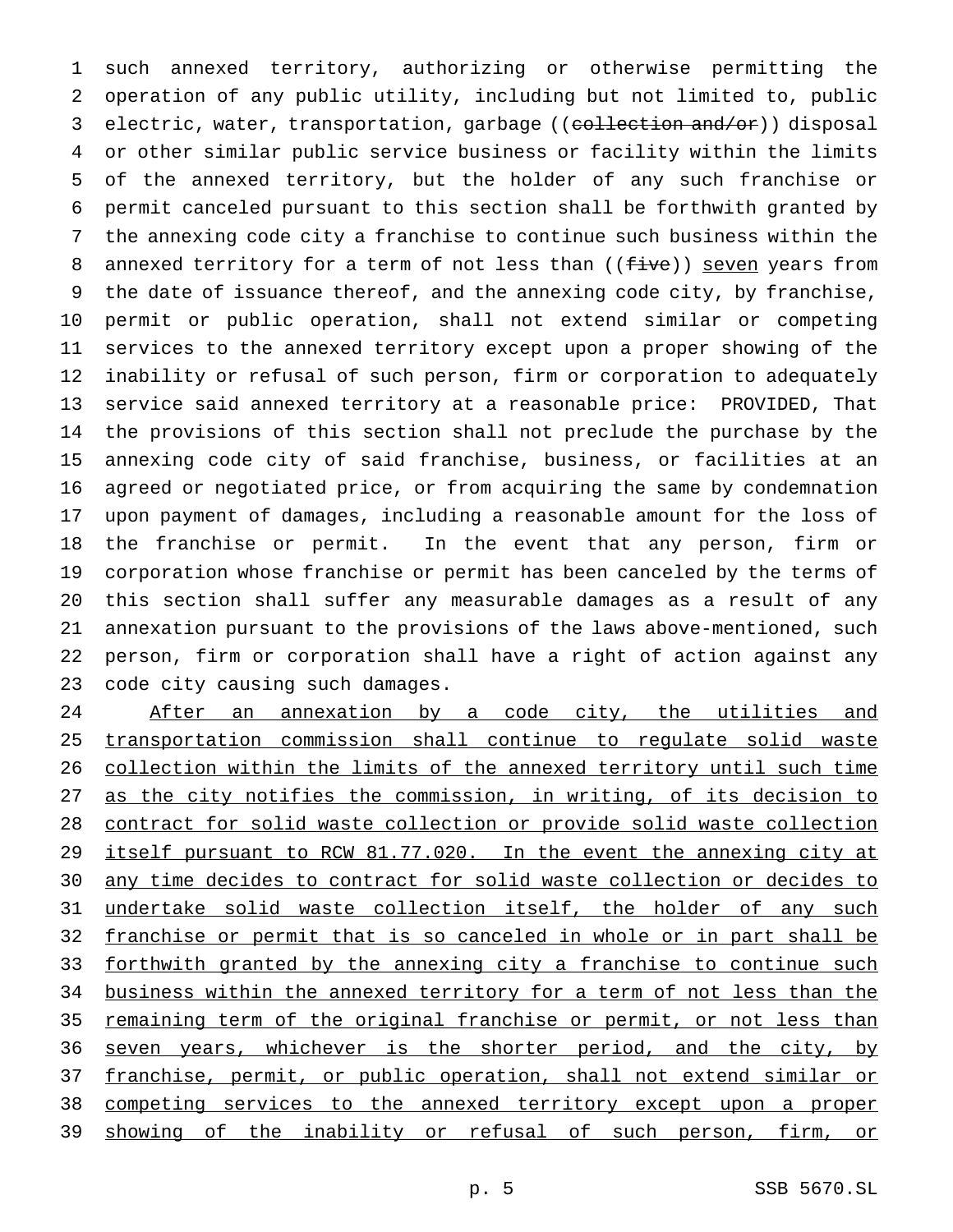such annexed territory, authorizing or otherwise permitting the operation of any public utility, including but not limited to, public electric, water, transportation, garbage ((~~collection and/or~~)) disposal or other similar public service business or facility within the limits of the annexed territory, but the holder of any such franchise or permit canceled pursuant to this section shall be forthwith granted by the annexing code city a franchise to continue such business within the annexed territory for a term of not less than ((~~five~~)) <u>seven</u> years from the date of issuance thereof, and the annexing code city, by franchise, permit or public operation, shall not extend similar or competing services to the annexed territory except upon a proper showing of the inability or refusal of such person, firm or corporation to adequately service said annexed territory at a reasonable price: PROVIDED, That the provisions of this section shall not preclude the purchase by the annexing code city of said franchise, business, or facilities at an agreed or negotiated price, or from acquiring the same by condemnation upon payment of damages, including a reasonable amount for the loss of the franchise or permit. In the event that any person, firm or corporation whose franchise or permit has been canceled by the terms of this section shall suffer any measurable damages as a result of any annexation pursuant to the provisions of the laws above-mentioned, such person, firm or corporation shall have a right of action against any code city causing such damages.

<u>After an annexation by a code city, the utilities and transportation commission shall continue to regulate solid waste collection within the limits of the annexed territory until such time as the city notifies the commission, in writing, of its decision to contract for solid waste collection or provide solid waste collection itself pursuant to RCW 81.77.020. In the event the annexing city at any time decides to contract for solid waste collection or decides to undertake solid waste collection itself, the holder of any such franchise or permit that is so canceled in whole or in part shall be forthwith granted by the annexing city a franchise to continue such business within the annexed territory for a term of not less than the remaining term of the original franchise or permit, or not less than seven years, whichever is the shorter period, and the city, by franchise, permit, or public operation, shall not extend similar or competing services to the annexed territory except upon a proper showing of the inability or refusal of such person, firm, or</u>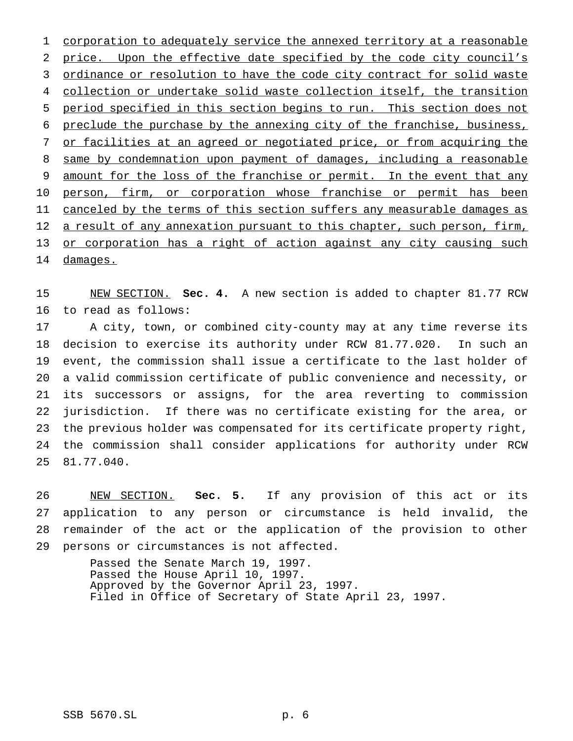corporation to adequately service the annexed territory at a reasonable price. Upon the effective date specified by the code city council's ordinance or resolution to have the code city contract for solid waste collection or undertake solid waste collection itself, the transition period specified in this section begins to run. This section does not preclude the purchase by the annexing city of the franchise, business, or facilities at an agreed or negotiated price, or from acquiring the same by condemnation upon payment of damages, including a reasonable amount for the loss of the franchise or permit. In the event that any person, firm, or corporation whose franchise or permit has been canceled by the terms of this section suffers any measurable damages as a result of any annexation pursuant to this chapter, such person, firm, or corporation has a right of action against any city causing such damages.

NEW SECTION. **Sec. 4.** A new section is added to chapter 81.77 RCW to read as follows:

A city, town, or combined city-county may at any time reverse its decision to exercise its authority under RCW 81.77.020. In such an event, the commission shall issue a certificate to the last holder of a valid commission certificate of public convenience and necessity, or its successors or assigns, for the area reverting to commission jurisdiction. If there was no certificate existing for the area, or the previous holder was compensated for its certificate property right, the commission shall consider applications for authority under RCW 81.77.040.

NEW SECTION. **Sec. 5.** If any provision of this act or its application to any person or circumstance is held invalid, the remainder of the act or the application of the provision to other persons or circumstances is not affected.

Passed the Senate March 19, 1997.
Passed the House April 10, 1997.
Approved by the Governor April 23, 1997.
Filed in Office of Secretary of State April 23, 1997.